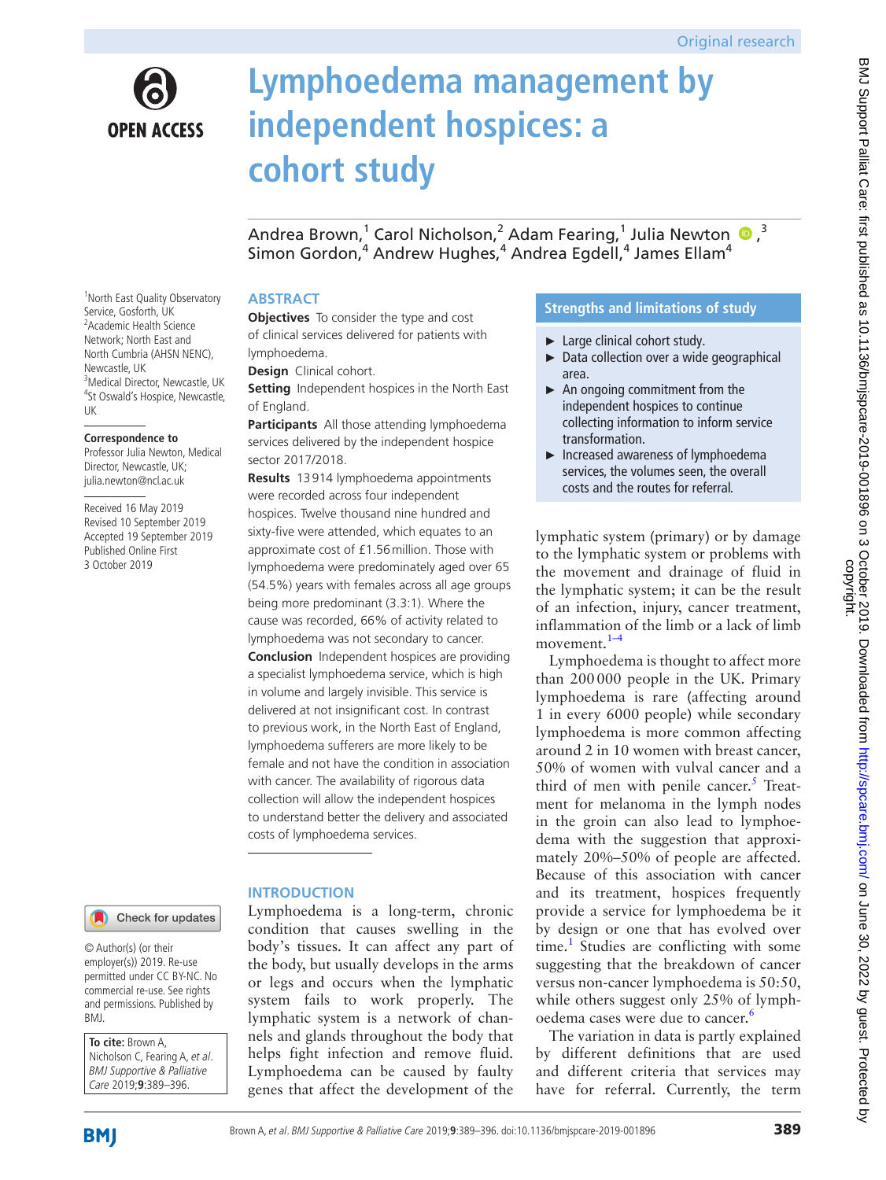Original research

# Lymphoedema management by independent hospices: a cohort study

Andrea Brown,[1] Carol Nicholson,[2] Adam Fearing,[1] Julia Newton,[3] Simon Gordon,[4] Andrew Hughes,[4] Andrea Egdell,[4] James Ellam[4]

[1]North East Quality Observatory Service, Gosforth, UK
[2]Academic Health Science Network; North East and North Cumbria (AHSN NENC), Newcastle, UK
[3]Medical Director, Newcastle, UK
[4]St Oswald's Hospice, Newcastle, UK

**Correspondence to**
Professor Julia Newton, Medical Director, Newcastle, UK; julia.newton@ncl.ac.uk

Received 16 May 2019
Revised 10 September 2019
Accepted 19 September 2019
Published Online First 3 October 2019

© Author(s) (or their employer(s)) 2019. Re-use permitted under CC BY-NC. No commercial re-use. See rights and permissions. Published by BMJ.

**To cite:** Brown A, Nicholson C, Fearing A, *et al*. *BMJ Supportive & Palliative Care* 2019;**9**:389–396.

## ABSTRACT

**Objectives** To consider the type and cost of clinical services delivered for patients with lymphoedema.

**Design** Clinical cohort.

**Setting** Independent hospices in the North East of England.

**Participants** All those attending lymphoedema services delivered by the independent hospice sector 2017/2018.

**Results** 13 914 lymphoedema appointments were recorded across four independent hospices. Twelve thousand nine hundred and sixty-five were attended, which equates to an approximate cost of £1.56 million. Those with lymphoedema were predominately aged over 65 (54.5%) years with females across all age groups being more predominant (3.3:1). Where the cause was recorded, 66% of activity related to lymphoedema was not secondary to cancer.

**Conclusion** Independent hospices are providing a specialist lymphoedema service, which is high in volume and largely invisible. This service is delivered at not insignificant cost. In contrast to previous work, in the North East of England, lymphoedema sufferers are more likely to be female and not have the condition in association with cancer. The availability of rigorous data collection will allow the independent hospices to understand better the delivery and associated costs of lymphoedema services.

### Strengths and limitations of study

- Large clinical cohort study.
- Data collection over a wide geographical area.
- An ongoing commitment from the independent hospices to continue collecting information to inform service transformation.
- Increased awareness of lymphoedema services, the volumes seen, the overall costs and the routes for referral.

## INTRODUCTION

Lymphoedema is a long-term, chronic condition that causes swelling in the body's tissues. It can affect any part of the body, but usually develops in the arms or legs and occurs when the lymphatic system fails to work properly. The lymphatic system is a network of channels and glands throughout the body that helps fight infection and remove fluid. Lymphoedema can be caused by faulty genes that affect the development of the lymphatic system (primary) or by damage to the lymphatic system or problems with the movement and drainage of fluid in the lymphatic system; it can be the result of an infection, injury, cancer treatment, inflammation of the limb or a lack of limb movement.[1–4]

Lymphoedema is thought to affect more than 200 000 people in the UK. Primary lymphoedema is rare (affecting around 1 in every 6000 people) while secondary lymphoedema is more common affecting around 2 in 10 women with breast cancer, 50% of women with vulval cancer and a third of men with penile cancer.[5] Treatment for melanoma in the lymph nodes in the groin can also lead to lymphoedema with the suggestion that approximately 20%–50% of people are affected. Because of this association with cancer and its treatment, hospices frequently provide a service for lymphoedema be it by design or one that has evolved over time.[1] Studies are conflicting with some suggesting that the breakdown of cancer versus non-cancer lymphoedema is 50:50, while others suggest only 25% of lymphoedema cases were due to cancer.[6]

The variation in data is partly explained by different definitions that are used and different criteria that services may have for referral. Currently, the term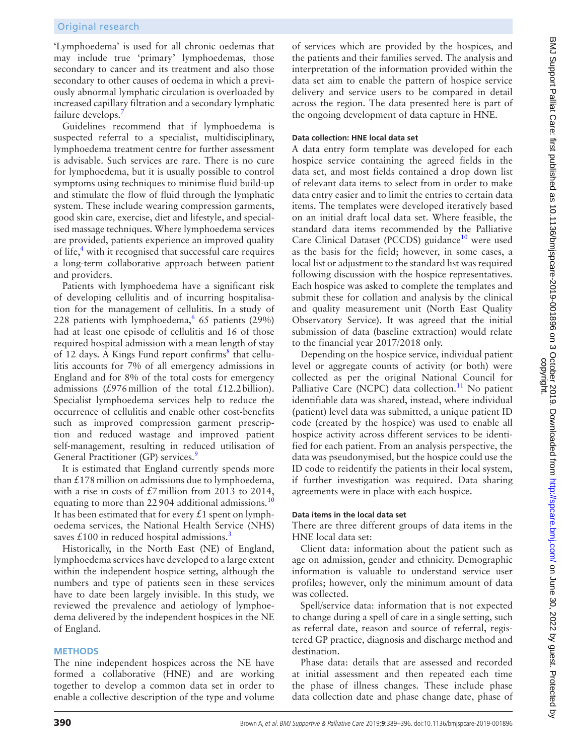'Lymphoedema' is used for all chronic oedemas that may include true 'primary' lymphoedemas, those secondary to cancer and its treatment and also those secondary to other causes of oedema in which a previously abnormal lymphatic circulation is overloaded by increased capillary filtration and a secondary lymphatic failure develops.[7]

Guidelines recommend that if lymphoedema is suspected referral to a specialist, multidisciplinary, lymphoedema treatment centre for further assessment is advisable. Such services are rare. There is no cure for lymphoedema, but it is usually possible to control symptoms using techniques to minimise fluid build-up and stimulate the flow of fluid through the lymphatic system. These include wearing compression garments, good skin care, exercise, diet and lifestyle, and specialised massage techniques. Where lymphoedema services are provided, patients experience an improved quality of life,[4] with it recognised that successful care requires a long-term collaborative approach between patient and providers.

Patients with lymphoedema have a significant risk of developing cellulitis and of incurring hospitalisation for the management of cellulitis. In a study of 228 patients with lymphoedema,[6] 65 patients (29%) had at least one episode of cellulitis and 16 of those required hospital admission with a mean length of stay of 12 days. A Kings Fund report confirms[8] that cellulitis accounts for 7% of all emergency admissions in England and for 8% of the total costs for emergency admissions (£976 million of the total £12.2 billion). Specialist lymphoedema services help to reduce the occurrence of cellulitis and enable other cost-benefits such as improved compression garment prescription and reduced wastage and improved patient self-management, resulting in reduced utilisation of General Practitioner (GP) services.[9]

It is estimated that England currently spends more than £178 million on admissions due to lymphoedema, with a rise in costs of £7 million from 2013 to 2014, equating to more than 22 904 additional admissions.[10] It has been estimated that for every £1 spent on lymphoedema services, the National Health Service (NHS) saves £100 in reduced hospital admissions.[3]

Historically, in the North East (NE) of England, lymphoedema services have developed to a large extent within the independent hospice setting, although the numbers and type of patients seen in these services have to date been largely invisible. In this study, we reviewed the prevalence and aetiology of lymphoedema delivered by the independent hospices in the NE of England.

## METHODS

The nine independent hospices across the NE have formed a collaborative (HNE) and are working together to develop a common data set in order to enable a collective description of the type and volume of services which are provided by the hospices, and the patients and their families served. The analysis and interpretation of the information provided within the data set aim to enable the pattern of hospice service delivery and service users to be compared in detail across the region. The data presented here is part of the ongoing development of data capture in HNE.

### Data collection: HNE local data set

A data entry form template was developed for each hospice service containing the agreed fields in the data set, and most fields contained a drop down list of relevant data items to select from in order to make data entry easier and to limit the entries to certain data items. The templates were developed iteratively based on an initial draft local data set. Where feasible, the standard data items recommended by the Palliative Care Clinical Dataset (PCCDS) guidance[10] were used as the basis for the field; however, in some cases, a local list or adjustment to the standard list was required following discussion with the hospice representatives. Each hospice was asked to complete the templates and submit these for collation and analysis by the clinical and quality measurement unit (North East Quality Observatory Service). It was agreed that the initial submission of data (baseline extraction) would relate to the financial year 2017/2018 only.

Depending on the hospice service, individual patient level or aggregate counts of activity (or both) were collected as per the original National Council for Palliative Care (NCPC) data collection.[11] No patient identifiable data was shared, instead, where individual (patient) level data was submitted, a unique patient ID code (created by the hospice) was used to enable all hospice activity across different services to be identified for each patient. From an analysis perspective, the data was pseudonymised, but the hospice could use the ID code to reidentify the patients in their local system, if further investigation was required. Data sharing agreements were in place with each hospice.

### Data items in the local data set

There are three different groups of data items in the HNE local data set:

Client data: information about the patient such as age on admission, gender and ethnicity. Demographic information is valuable to understand service user profiles; however, only the minimum amount of data was collected.

Spell/service data: information that is not expected to change during a spell of care in a single setting, such as referral date, reason and source of referral, registered GP practice, diagnosis and discharge method and destination.

Phase data: details that are assessed and recorded at initial assessment and then repeated each time the phase of illness changes. These include phase data collection date and phase change date, phase of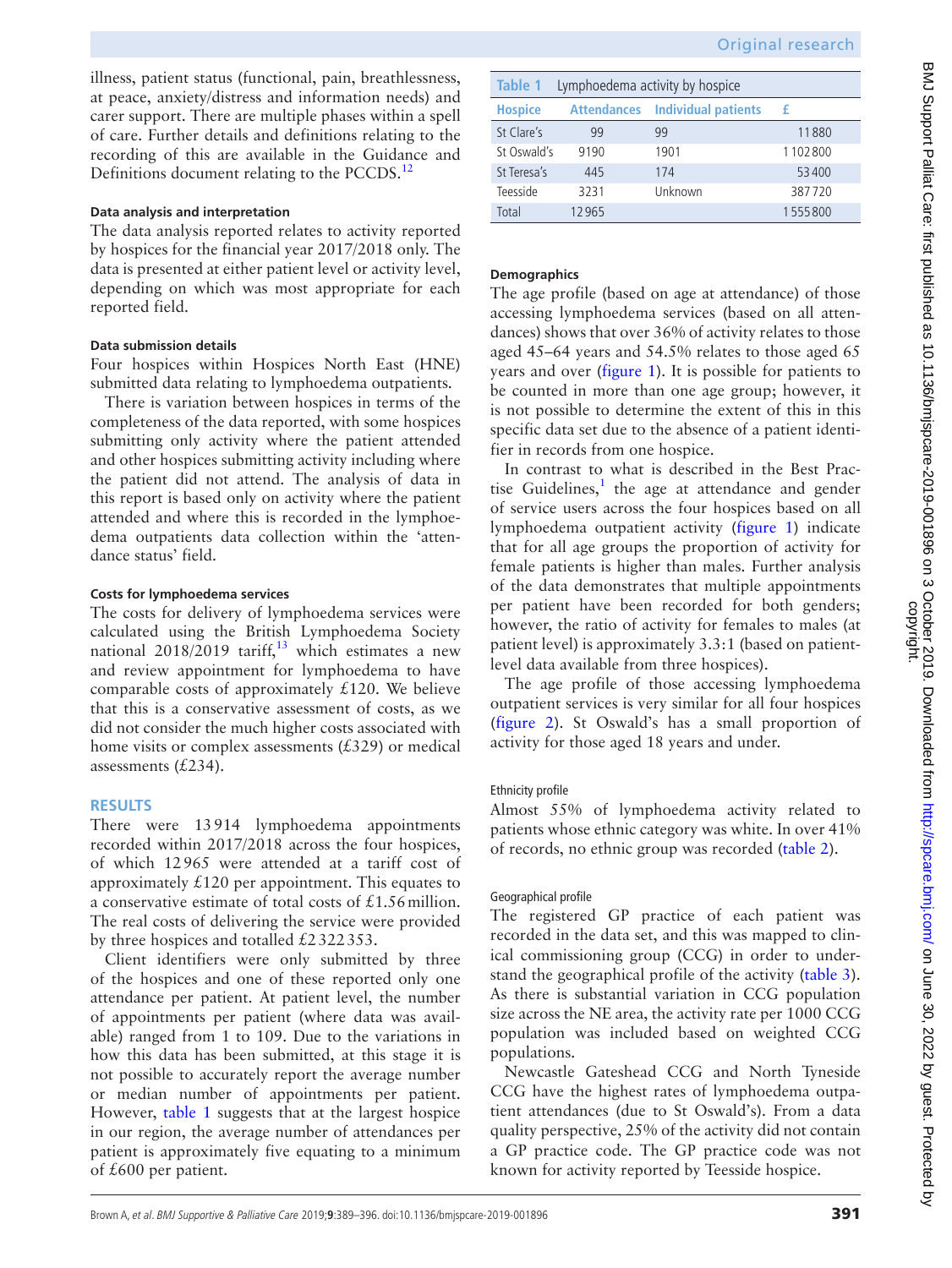illness, patient status (functional, pain, breathlessness, at peace, anxiety/distress and information needs) and carer support. There are multiple phases within a spell of care. Further details and definitions relating to the recording of this are available in the Guidance and Definitions document relating to the PCCDS.[12]

#### Data analysis and interpretation

The data analysis reported relates to activity reported by hospices for the financial year 2017/2018 only. The data is presented at either patient level or activity level, depending on which was most appropriate for each reported field.

#### Data submission details

Four hospices within Hospices North East (HNE) submitted data relating to lymphoedema outpatients.

There is variation between hospices in terms of the completeness of the data reported, with some hospices submitting only activity where the patient attended and other hospices submitting activity including where the patient did not attend. The analysis of data in this report is based only on activity where the patient attended and where this is recorded in the lymphoedema outpatients data collection within the 'attendance status' field.

#### Costs for lymphoedema services

The costs for delivery of lymphoedema services were calculated using the British Lymphoedema Society national 2018/2019 tariff,[13] which estimates a new and review appointment for lymphoedema to have comparable costs of approximately £120. We believe that this is a conservative assessment of costs, as we did not consider the much higher costs associated with home visits or complex assessments (£329) or medical assessments (£234).

## RESULTS

There were 13 914 lymphoedema appointments recorded within 2017/2018 across the four hospices, of which 12 965 were attended at a tariff cost of approximately £120 per appointment. This equates to a conservative estimate of total costs of £1.56 million. The real costs of delivering the service were provided by three hospices and totalled £2 322 353.

Client identifiers were only submitted by three of the hospices and one of these reported only one attendance per patient. At patient level, the number of appointments per patient (where data was available) ranged from 1 to 109. Due to the variations in how this data has been submitted, at this stage it is not possible to accurately report the average number or median number of appointments per patient. However, table 1 suggests that at the largest hospice in our region, the average number of attendances per patient is approximately five equating to a minimum of £600 per patient.

Table 1 Lymphoedema activity by hospice

| Hospice | Attendances | Individual patients | £ |
|---|---|---|---|
| St Clare's | 99 | 99 | 11 880 |
| St Oswald's | 9190 | 1901 | 1 102 800 |
| St Teresa's | 445 | 174 | 53 400 |
| Teesside | 3231 | Unknown | 387 720 |
| Total | 12 965 | | 1 555 800 |

#### Demographics

The age profile (based on age at attendance) of those accessing lymphoedema services (based on all attendances) shows that over 36% of activity relates to those aged 45–64 years and 54.5% relates to those aged 65 years and over (figure 1). It is possible for patients to be counted in more than one age group; however, it is not possible to determine the extent of this in this specific data set due to the absence of a patient identifier in records from one hospice.

In contrast to what is described in the Best Practise Guidelines,[1] the age at attendance and gender of service users across the four hospices based on all lymphoedema outpatient activity (figure 1) indicate that for all age groups the proportion of activity for female patients is higher than males. Further analysis of the data demonstrates that multiple appointments per patient have been recorded for both genders; however, the ratio of activity for females to males (at patient level) is approximately 3.3:1 (based on patient-level data available from three hospices).

The age profile of those accessing lymphoedema outpatient services is very similar for all four hospices (figure 2). St Oswald's has a small proportion of activity for those aged 18 years and under.

#### Ethnicity profile

Almost 55% of lymphoedema activity related to patients whose ethnic category was white. In over 41% of records, no ethnic group was recorded (table 2).

#### Geographical profile

The registered GP practice of each patient was recorded in the data set, and this was mapped to clinical commissioning group (CCG) in order to understand the geographical profile of the activity (table 3). As there is substantial variation in CCG population size across the NE area, the activity rate per 1000 CCG population was included based on weighted CCG populations.

Newcastle Gateshead CCG and North Tyneside CCG have the highest rates of lymphoedema outpatient attendances (due to St Oswald's). From a data quality perspective, 25% of the activity did not contain a GP practice code. The GP practice code was not known for activity reported by Teesside hospice.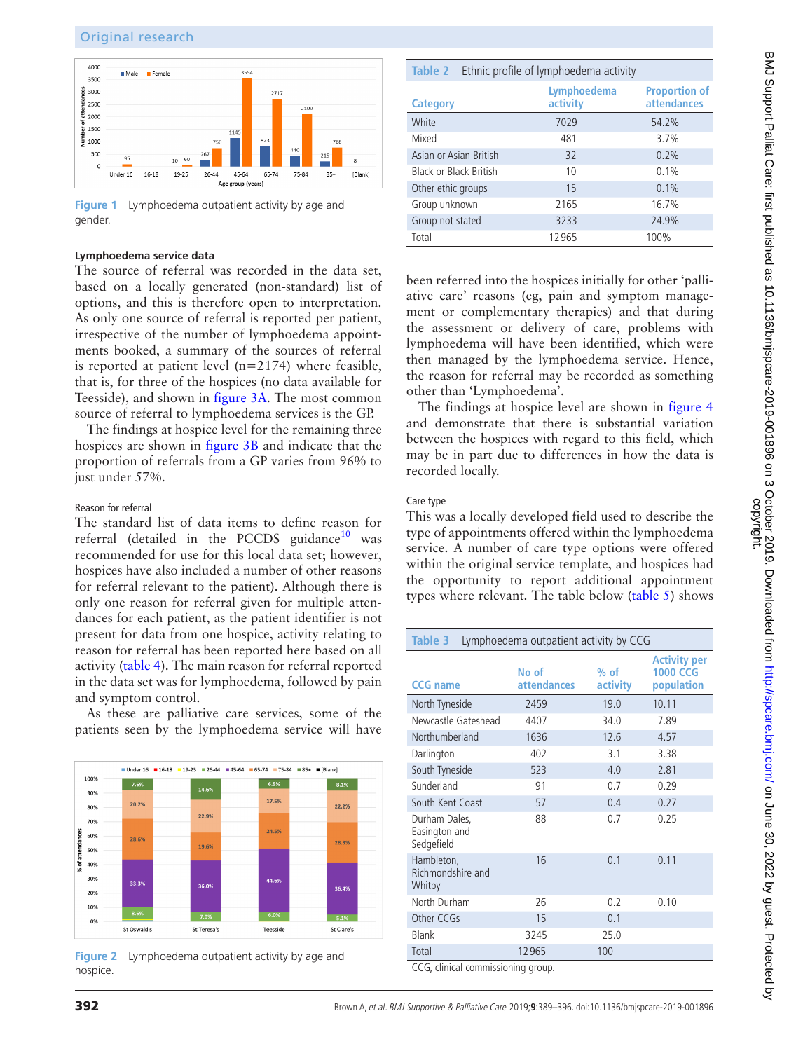Figure 1 Lymphoedema outpatient activity by age and gender.

#### Lymphoedema service data

The source of referral was recorded in the data set, based on a locally generated (non-standard) list of options, and this is therefore open to interpretation. As only one source of referral is reported per patient, irrespective of the number of lymphoedema appointments booked, a summary of the sources of referral is reported at patient level (n=2174) where feasible, that is, for three of the hospices (no data available for Teesside), and shown in figure 3A. The most common source of referral to lymphoedema services is the GP.

The findings at hospice level for the remaining three hospices are shown in figure 3B and indicate that the proportion of referrals from a GP varies from 96% to just under 57%.

##### Reason for referral

The standard list of data items to define reason for referral (detailed in the PCCDS guidance[10] was recommended for use for this local data set; however, hospices have also included a number of other reasons for referral relevant to the patient). Although there is only one reason for referral given for multiple attendances for each patient, as the patient identifier is not present for data from one hospice, activity relating to reason for referral has been reported here based on all activity (table 4). The main reason for referral reported in the data set was for lymphoedema, followed by pain and symptom control.

As these are palliative care services, some of the patients seen by the lymphoedema service will have been referred into the hospices initially for other 'palliative care' reasons (eg, pain and symptom management or complementary therapies) and that during the assessment or delivery of care, problems with lymphoedema will have been identified, which were then managed by the lymphoedema service. Hence, the reason for referral may be recorded as something other than 'Lymphoedema'.

The findings at hospice level are shown in figure 4 and demonstrate that there is substantial variation between the hospices with regard to this field, which may be in part due to differences in how the data is recorded locally.

Figure 2 Lymphoedema outpatient activity by age and hospice.

**Table 2** Ethnic profile of lymphoedema activity

| Category | Lymphoedema activity | Proportion of attendances |
|---|---|---|
| White | 7029 | 54.2% |
| Mixed | 481 | 3.7% |
| Asian or Asian British | 32 | 0.2% |
| Black or Black British | 10 | 0.1% |
| Other ethic groups | 15 | 0.1% |
| Group unknown | 2165 | 16.7% |
| Group not stated | 3233 | 24.9% |
| Total | 12965 | 100% |

##### Care type

This was a locally developed field used to describe the type of appointments offered within the lymphoedema service. A number of care type options were offered within the original service template, and hospices had the opportunity to report additional appointment types where relevant. The table below (table 5) shows

**Table 3** Lymphoedema outpatient activity by CCG

| CCG name | No of attendances | % of activity | Activity per 1000 CCG population |
|---|---|---|---|
| North Tyneside | 2459 | 19.0 | 10.11 |
| Newcastle Gateshead | 4407 | 34.0 | 7.89 |
| Northumberland | 1636 | 12.6 | 4.57 |
| Darlington | 402 | 3.1 | 3.38 |
| South Tyneside | 523 | 4.0 | 2.81 |
| Sunderland | 91 | 0.7 | 0.29 |
| South Kent Coast | 57 | 0.4 | 0.27 |
| Durham Dales, Easington and Sedgefield | 88 | 0.7 | 0.25 |
| Hambleton, Richmondshire and Whitby | 16 | 0.1 | 0.11 |
| North Durham | 26 | 0.2 | 0.10 |
| Other CCGs | 15 | 0.1 | |
| Blank | 3245 | 25.0 | |
| Total | 12965 | 100 | |

CCG, clinical commissioning group.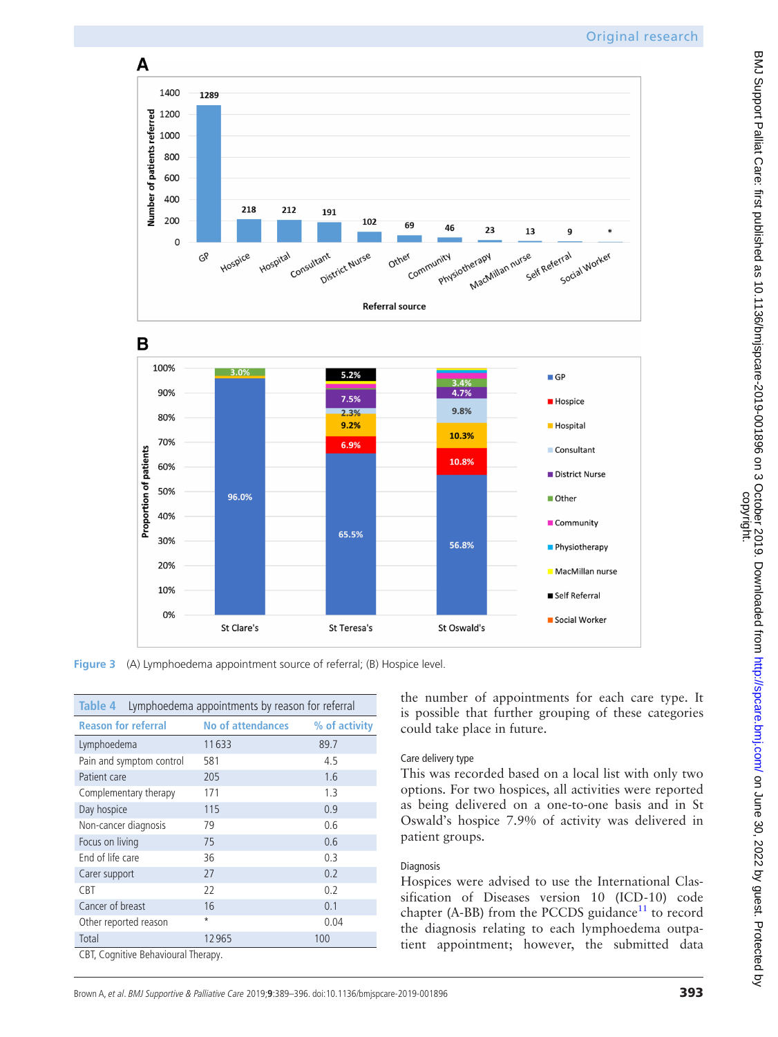Figure 3 (A) Lymphoedema appointment source of referral; (B) Hospice level.

| Table 4 Lymphoedema appointments by reason for referral | | |
|---|---|---|
| **Reason for referral** | **No of attendances** | **% of activity** |
| Lymphoedema | 11633 | 89.7 |
| Pain and symptom control | 581 | 4.5 |
| Patient care | 205 | 1.6 |
| Complementary therapy | 171 | 1.3 |
| Day hospice | 115 | 0.9 |
| Non-cancer diagnosis | 79 | 0.6 |
| Focus on living | 75 | 0.6 |
| End of life care | 36 | 0.3 |
| Carer support | 27 | 0.2 |
| CBT | 22 | 0.2 |
| Cancer of breast | 16 | 0.1 |
| Other reported reason | * | 0.04 |
| Total | 12965 | 100 |

CBT, Cognitive Behavioural Therapy.

the number of appointments for each care type. It is possible that further grouping of these categories could take place in future.

### Care delivery type

This was recorded based on a local list with only two options. For two hospices, all activities were reported as being delivered on a one-to-one basis and in St Oswald's hospice 7.9% of activity was delivered in patient groups.

### Diagnosis

Hospices were advised to use the International Classification of Diseases version 10 (ICD-10) code chapter (A-BB) from the PCCDS guidance[11] to record the diagnosis relating to each lymphoedema outpatient appointment; however, the submitted data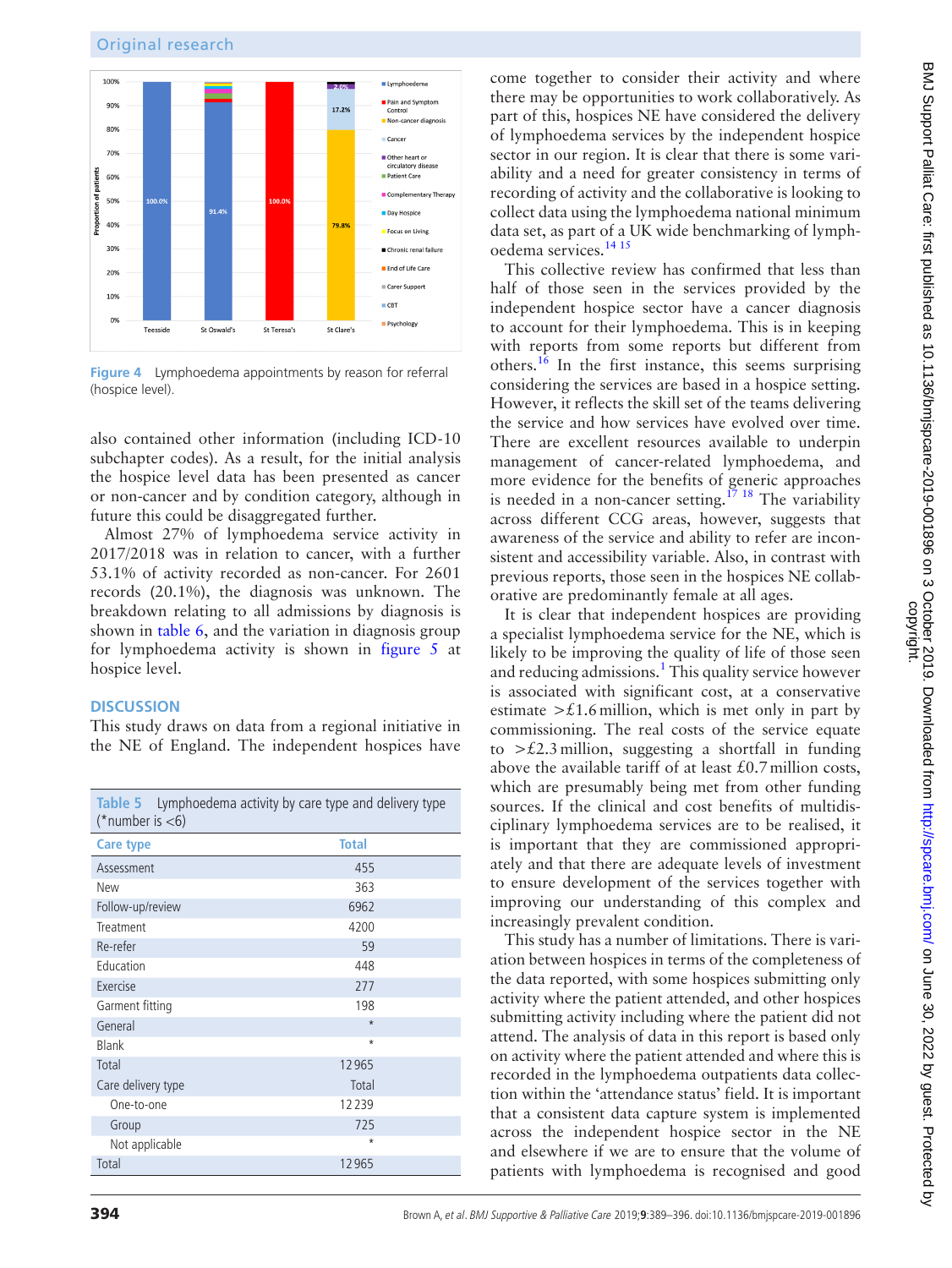Figure 4 Lymphoedema appointments by reason for referral (hospice level).

also contained other information (including ICD-10 subchapter codes). As a result, for the initial analysis the hospice level data has been presented as cancer or non-cancer and by condition category, although in future this could be disaggregated further.

Almost 27% of lymphoedema service activity in 2017/2018 was in relation to cancer, with a further 53.1% of activity recorded as non-cancer. For 2601 records (20.1%), the diagnosis was unknown. The breakdown relating to all admissions by diagnosis is shown in table 6, and the variation in diagnosis group for lymphoedema activity is shown in figure 5 at hospice level.

## DISCUSSION

This study draws on data from a regional initiative in the NE of England. The independent hospices have come together to consider their activity and where there may be opportunities to work collaboratively. As part of this, hospices NE have considered the delivery of lymphoedema services by the independent hospice sector in our region. It is clear that there is some variability and a need for greater consistency in terms of recording of activity and the collaborative is looking to collect data using the lymphoedema national minimum data set, as part of a UK wide benchmarking of lymphoedema services.[14,15]

This collective review has confirmed that less than half of those seen in the services provided by the independent hospice sector have a cancer diagnosis to account for their lymphoedema. This is in keeping with reports from some reports but different from others.[16] In the first instance, this seems surprising considering the services are based in a hospice setting. However, it reflects the skill set of the teams delivering the service and how services have evolved over time. There are excellent resources available to underpin management of cancer-related lymphoedema, and more evidence for the benefits of generic approaches is needed in a non-cancer setting.[17,18] The variability across different CCG areas, however, suggests that awareness of the service and ability to refer are inconsistent and accessibility variable. Also, in contrast with previous reports, those seen in the hospices NE collaborative are predominantly female at all ages.

It is clear that independent hospices are providing a specialist lymphoedema service for the NE, which is likely to be improving the quality of life of those seen and reducing admissions.[1] This quality service however is associated with significant cost, at a conservative estimate >£1.6 million, which is met only in part by commissioning. The real costs of the service equate to >£2.3 million, suggesting a shortfall in funding above the available tariff of at least £0.7 million costs, which are presumably being met from other funding sources. If the clinical and cost benefits of multidisciplinary lymphoedema services are to be realised, it is important that they are commissioned appropriately and that there are adequate levels of investment to ensure development of the services together with improving our understanding of this complex and increasingly prevalent condition.

This study has a number of limitations. There is variation between hospices in terms of the completeness of the data reported, with some hospices submitting only activity where the patient attended, and other hospices submitting activity including where the patient did not attend. The analysis of data in this report is based only on activity where the patient attended and where this is recorded in the lymphoedema outpatients data collection within the 'attendance status' field. It is important that a consistent data capture system is implemented across the independent hospice sector in the NE and elsewhere if we are to ensure that the volume of patients with lymphoedema is recognised and good

Table 5 Lymphoedema activity by care type and delivery type (*number is <6)

| Care type | Total |
|---|---|
| Assessment | 455 |
| New | 363 |
| Follow-up/review | 6962 |
| Treatment | 4200 |
| Re-refer | 59 |
| Education | 448 |
| Exercise | 277 |
| Garment fitting | 198 |
| General | * |
| Blank | * |
| Total | 12965 |
| Care delivery type | Total |
| One-to-one | 12239 |
| Group | 725 |
| Not applicable | * |
| Total | 12965 |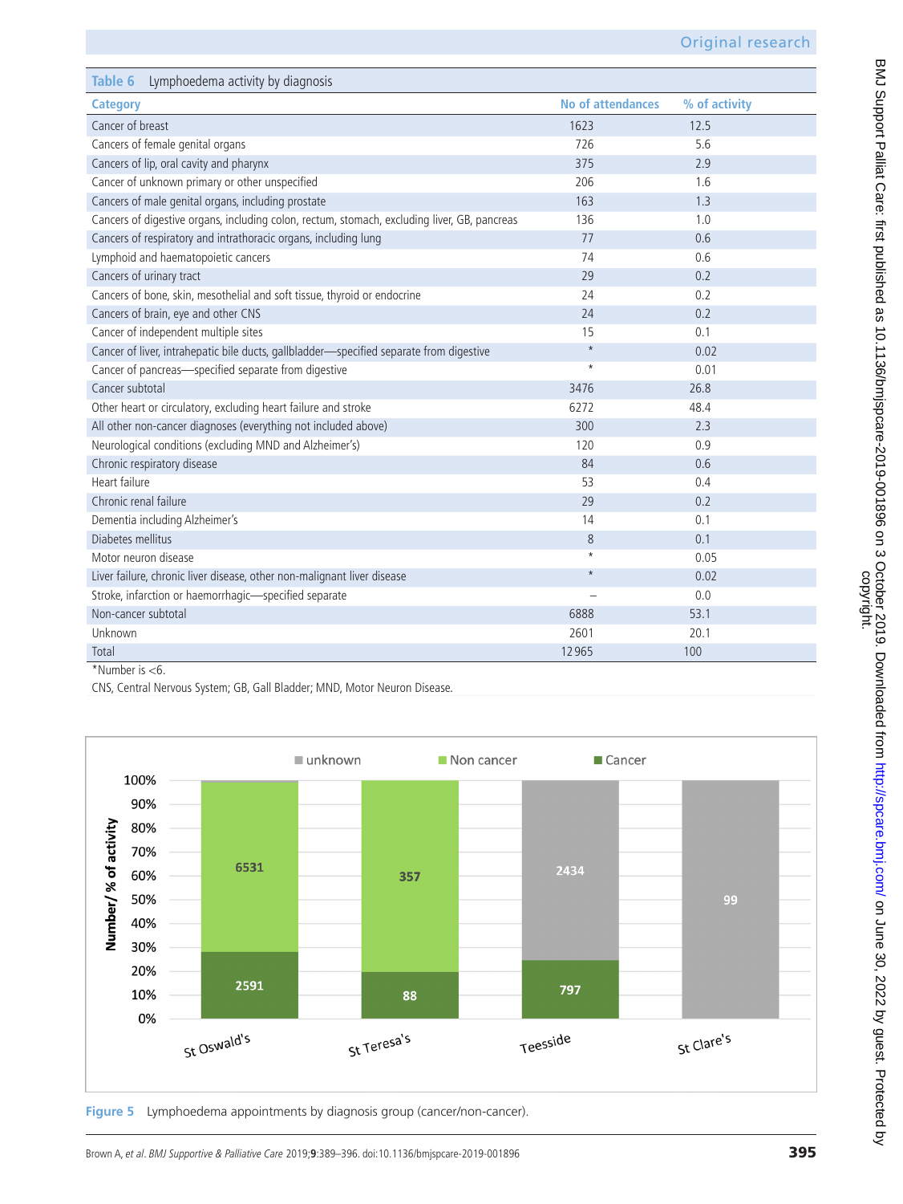**Table 6** Lymphoedema activity by diagnosis

| Category | No of attendances | % of activity |
|---|---|---|
| Cancer of breast | 1623 | 12.5 |
| Cancers of female genital organs | 726 | 5.6 |
| Cancers of lip, oral cavity and pharynx | 375 | 2.9 |
| Cancer of unknown primary or other unspecified | 206 | 1.6 |
| Cancers of male genital organs, including prostate | 163 | 1.3 |
| Cancers of digestive organs, including colon, rectum, stomach, excluding liver, GB, pancreas | 136 | 1.0 |
| Cancers of respiratory and intrathoracic organs, including lung | 77 | 0.6 |
| Lymphoid and haematopoietic cancers | 74 | 0.6 |
| Cancers of urinary tract | 29 | 0.2 |
| Cancers of bone, skin, mesothelial and soft tissue, thyroid or endocrine | 24 | 0.2 |
| Cancers of brain, eye and other CNS | 24 | 0.2 |
| Cancer of independent multiple sites | 15 | 0.1 |
| Cancer of liver, intrahepatic bile ducts, gallbladder—specified separate from digestive | * | 0.02 |
| Cancer of pancreas—specified separate from digestive | * | 0.01 |
| Cancer subtotal | 3476 | 26.8 |
| Other heart or circulatory, excluding heart failure and stroke | 6272 | 48.4 |
| All other non-cancer diagnoses (everything not included above) | 300 | 2.3 |
| Neurological conditions (excluding MND and Alzheimer's) | 120 | 0.9 |
| Chronic respiratory disease | 84 | 0.6 |
| Heart failure | 53 | 0.4 |
| Chronic renal failure | 29 | 0.2 |
| Dementia including Alzheimer's | 14 | 0.1 |
| Diabetes mellitus | 8 | 0.1 |
| Motor neuron disease | * | 0.05 |
| Liver failure, chronic liver disease, other non-malignant liver disease | * | 0.02 |
| Stroke, infarction or haemorrhagic—specified separate | – | 0.0 |
| Non-cancer subtotal | 6888 | 53.1 |
| Unknown | 2601 | 20.1 |
| Total | 12965 | 100 |

*Number is <6.

CNS, Central Nervous System; GB, Gall Bladder; MND, Motor Neuron Disease.

**Figure 5** Lymphoedema appointments by diagnosis group (cancer/non-cancer).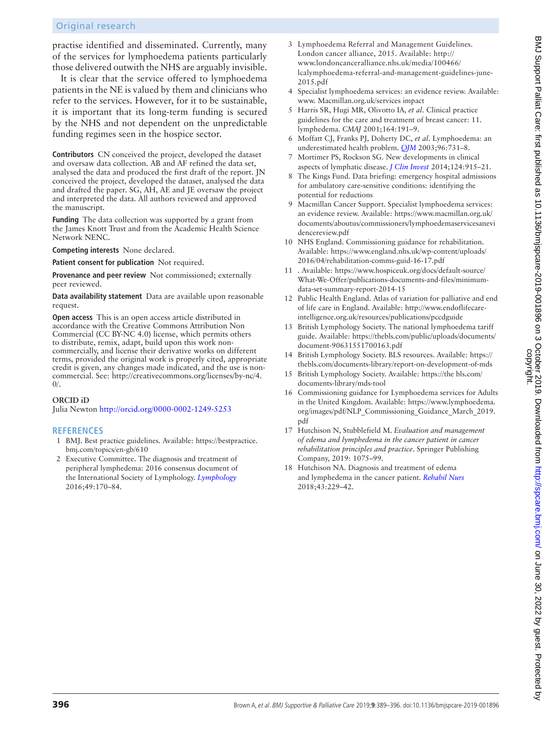practise identified and disseminated. Currently, many of the services for lymphoedema patients particularly those delivered outwith the NHS are arguably invisible.

It is clear that the service offered to lymphoedema patients in the NE is valued by them and clinicians who refer to the services. However, for it to be sustainable, it is important that its long-term funding is secured by the NHS and not dependent on the unpredictable funding regimes seen in the hospice sector.

**Contributors** CN conceived the project, developed the dataset and oversaw data collection. AB and AF refined the data set, analysed the data and produced the first draft of the report. JN conceived the project, developed the dataset, analysed the data and drafted the paper. SG, AH, AE and JE oversaw the project and interpreted the data. All authors reviewed and approved the manuscript.

**Funding** The data collection was supported by a grant from the James Knott Trust and from the Academic Health Science Network NENC.

**Competing interests** None declared.

**Patient consent for publication** Not required.

**Provenance and peer review** Not commissioned; externally peer reviewed.

**Data availability statement** Data are available upon reasonable request.

**Open access** This is an open access article distributed in accordance with the Creative Commons Attribution Non Commercial (CC BY-NC 4.0) license, which permits others to distribute, remix, adapt, build upon this work non-commercially, and license their derivative works on different terms, provided the original work is properly cited, appropriate credit is given, any changes made indicated, and the use is non-commercial. See: http://creativecommons.org/licenses/by-nc/4.0/.

**ORCID iD**

Julia Newton http://orcid.org/0000-0002-1249-5253

## REFERENCES

1. BMJ. Best practice guidelines. Available: https://bestpractice.bmj.com/topics/en-gb/610
2. Executive Committee. The diagnosis and treatment of peripheral lymphedema: 2016 consensus document of the International Society of Lymphology. *Lymphology* 2016;49:170–84.
3. Lymphoedema Referral and Management Guidelines. London cancer alliance, 2015. Available: http://www.londoncanceralliance.nhs.uk/media/100466/lcalymphoedema-referral-and-management-guidelines-june-2015.pdf
4. Specialist lymphoedema services: an evidence review. Available: www. Macmillan.org.uk/services impact
5. Harris SR, Hugi MR, Olivotto IA, *et al*. Clinical practice guidelines for the care and treatment of breast cancer: 11. lymphedema. *CMAJ* 2001;164:191–9.
6. Moffatt CJ, Franks PJ, Doherty DC, *et al*. Lymphoedema: an underestimated health problem. *QJM* 2003;96:731–8.
7. Mortimer PS, Rockson SG. New developments in clinical aspects of lymphatic disease. *J Clin Invest* 2014;124:915–21.
8. The Kings Fund. Data briefing: emergency hospital admissions for ambulatory care-sensitive conditions: identifying the potential for reductions
9. Macmillan Cancer Support. Specialist lymphoedema services: an evidence review. Available: https://www.macmillan.org.uk/documents/aboutus/commissioners/lymphoedemaservicesanevidencereview.pdf
10. NHS England. Commissioning guidance for rehabilitation. Available: https://www.england.nhs.uk/wp-content/uploads/2016/04/rehabilitation-comms-guid-16-17.pdf
11. . Available: https://www.hospiceuk.org/docs/default-source/What-We-Offer/publications-documents-and-files/minimum-data-set-summary-report-2014-15
12. Public Health England. Atlas of variation for palliative and end of life care in England. Available: http://www.endoflifecare-intelligence.org.uk/resources/publications/pccdguide
13. British Lymphology Society. The national lymphoedema tariff guide. Available: https://thebls.com/public/uploads/documents/document-90631551700163.pdf
14. British Lymphology Society. BLS resources. Available: https://thebls.com/documents-library/report-on-development-of-mds
15. British Lymphology Society. Available: https://the bls.com/documents-library/mds-tool
16. Commissioning guidance for Lymphoedema services for Adults in the United Kingdom. Available: https://www.lymphoedema.org/images/pdf/NLP_Commissioning_Guidance_March_2019.pdf
17. Hutchison N, Stubblefield M. *Evaluation and management of edema and lymphedema in the cancer patient in cancer rehabilitation principles and practice*. Springer Publishing Company, 2019: 1075–99.
18. Hutchison NA. Diagnosis and treatment of edema and lymphedema in the cancer patient. *Rehabil Nurs* 2018;43:229–42.